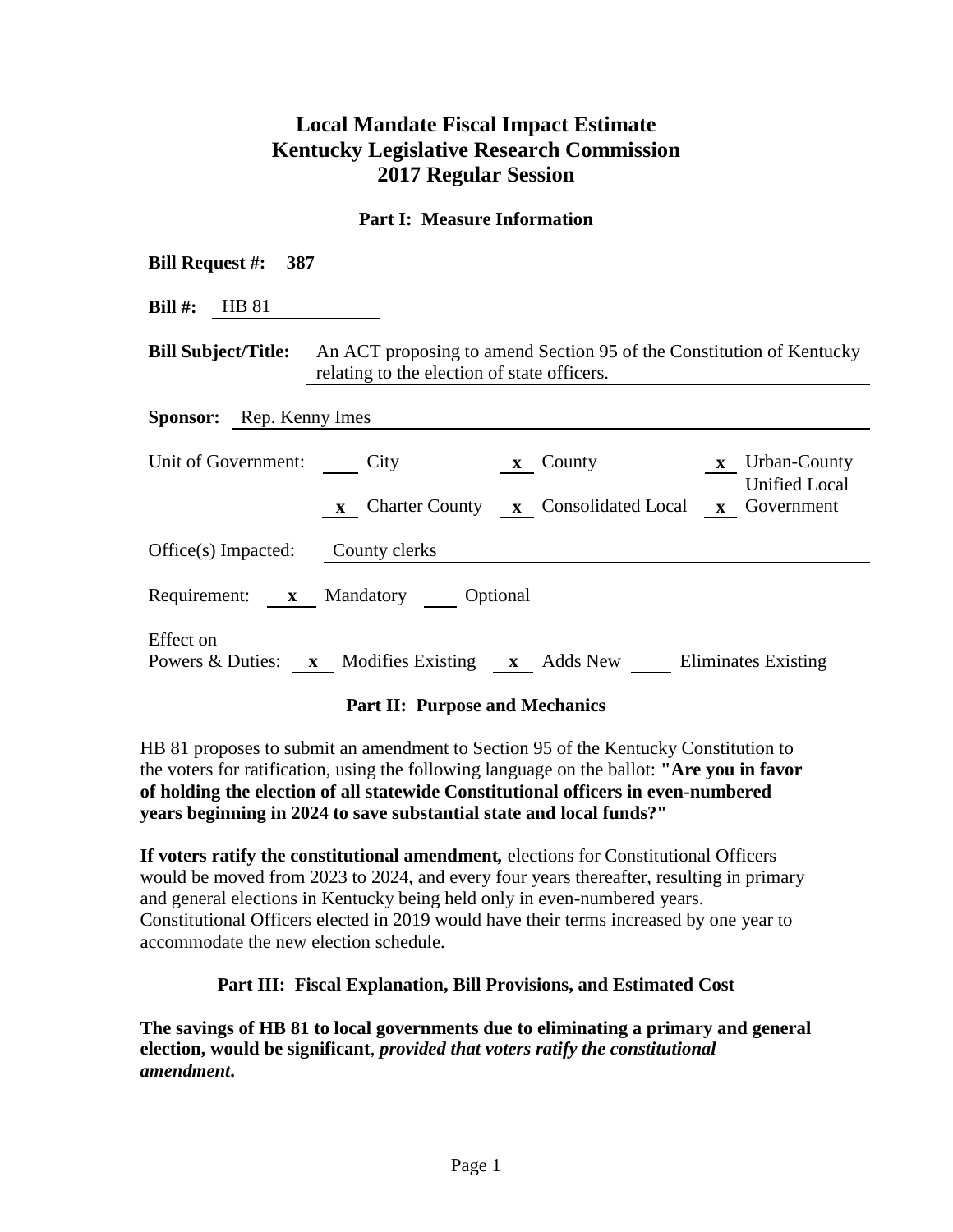# Local Mandate Fiscal Impact Estimate
# Kentucky Legislative Research Commission
# 2017 Regular Session

## Part I: Measure Information

**Bill Request #:** **387**

**Bill #:** HB 81

**Bill Subject/Title:** An ACT proposing to amend Section 95 of the Constitution of Kentucky relating to the election of state officers.

**Sponsor:** Rep. Kenny Imes

Unit of Government: \_\_ City &nbsp; **x** County &nbsp; **x** Urban-County &nbsp; **x** Charter County &nbsp; **x** Consolidated Local &nbsp; **x** Unified Local Government

Office(s) Impacted: County clerks

Requirement: **x** Mandatory \_\_ Optional

Effect on Powers & Duties: **x** Modifies Existing **x** Adds New \_\_ Eliminates Existing

## Part II: Purpose and Mechanics

HB 81 proposes to submit an amendment to Section 95 of the Kentucky Constitution to the voters for ratification, using the following language on the ballot: **"Are you in favor of holding the election of all statewide Constitutional officers in even-numbered years beginning in 2024 to save substantial state and local funds?"**

**If voters ratify the constitutional amendment,** elections for Constitutional Officers would be moved from 2023 to 2024, and every four years thereafter, resulting in primary and general elections in Kentucky being held only in even-numbered years. Constitutional Officers elected in 2019 would have their terms increased by one year to accommodate the new election schedule.

## Part III: Fiscal Explanation, Bill Provisions, and Estimated Cost

**The savings of HB 81 to local governments due to eliminating a primary and general election, would be significant**, ***provided that voters ratify the constitutional amendment.***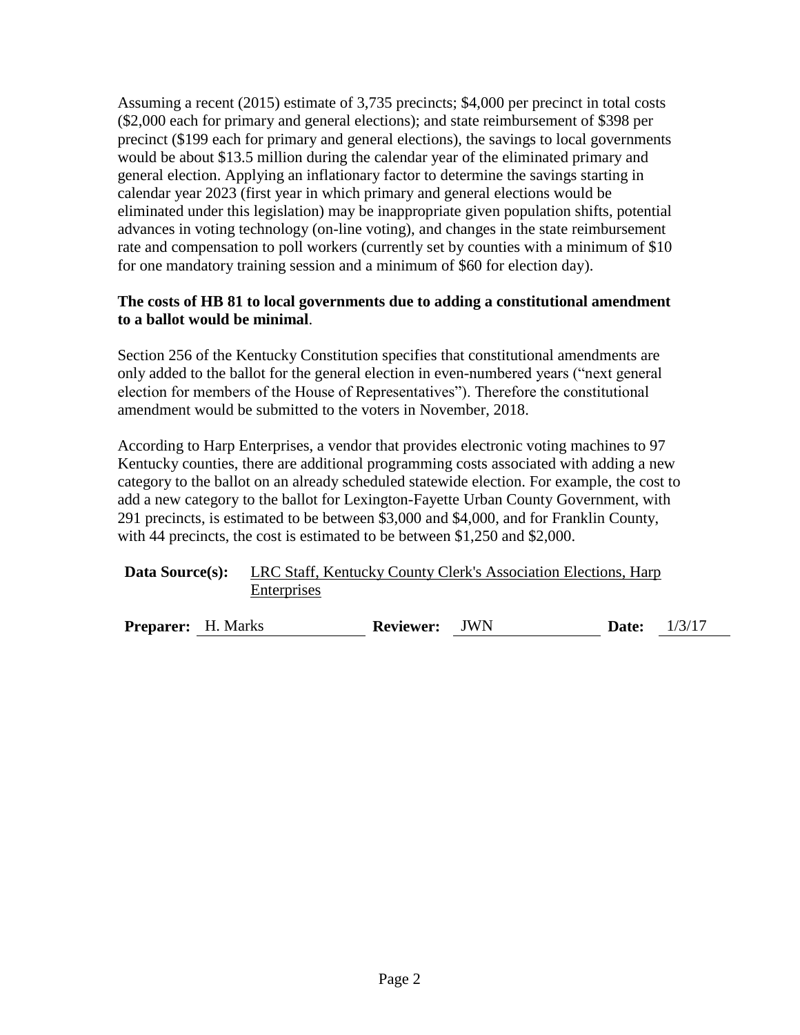Assuming a recent (2015) estimate of 3,735 precincts; $4,000 per precinct in total costs ($2,000 each for primary and general elections); and state reimbursement of $398 per precinct ($199 each for primary and general elections), the savings to local governments would be about $13.5 million during the calendar year of the eliminated primary and general election. Applying an inflationary factor to determine the savings starting in calendar year 2023 (first year in which primary and general elections would be eliminated under this legislation) may be inappropriate given population shifts, potential advances in voting technology (on-line voting), and changes in the state reimbursement rate and compensation to poll workers (currently set by counties with a minimum of $10 for one mandatory training session and a minimum of $60 for election day).

**The costs of HB 81 to local governments due to adding a constitutional amendment to a ballot would be minimal**.

Section 256 of the Kentucky Constitution specifies that constitutional amendments are only added to the ballot for the general election in even-numbered years ("next general election for members of the House of Representatives"). Therefore the constitutional amendment would be submitted to the voters in November, 2018.

According to Harp Enterprises, a vendor that provides electronic voting machines to 97 Kentucky counties, there are additional programming costs associated with adding a new category to the ballot on an already scheduled statewide election. For example, the cost to add a new category to the ballot for Lexington-Fayette Urban County Government, with 291 precincts, is estimated to be between $3,000 and $4,000, and for Franklin County, with 44 precincts, the cost is estimated to be between $1,250 and $2,000.

**Data Source(s):** LRC Staff, Kentucky County Clerk's Association Elections, Harp Enterprises

**Preparer:** H. Marks **Reviewer:** JWN **Date:** 1/3/17